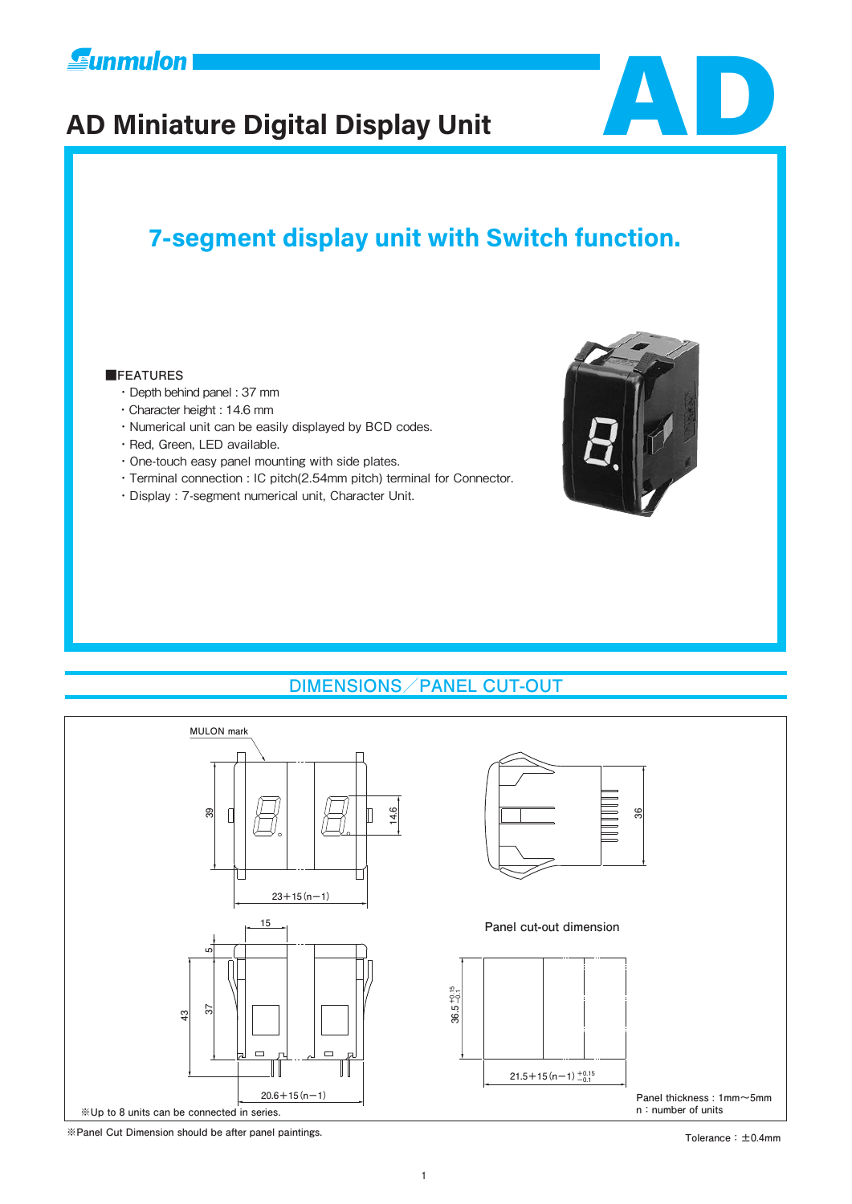Sunmulon

# AD Miniature Digital Display Unit

AD

## 7-segment display unit with Switch function.

■FEATURES

- Depth behind panel : 37 mm
- Character height : 14.6 mm
- Numerical unit can be easily displayed by BCD codes.
- Red, Green, LED available.
- One-touch easy panel mounting with side plates.
- Terminal connection : IC pitch(2.54mm pitch) terminal for Connector.
- Display : 7-segment numerical unit, Character Unit.

## DIMENSIONS／PANEL CUT-OUT

MULON mark

39

14.6

23＋15 (n－1)

36

15

5

43

37

20.6＋15 (n－1)

Panel cut-out dimension

$36.5^{+0.15}_{-0.1}$

$21.5+15(n-1)^{+0.15}_{-0.1}$

※Up to 8 units can be connected in series.

Panel thickness : 1mm～5mm
n : number of units

※Panel Cut Dimension should be after panel paintings.

Tolerance : ±0.4mm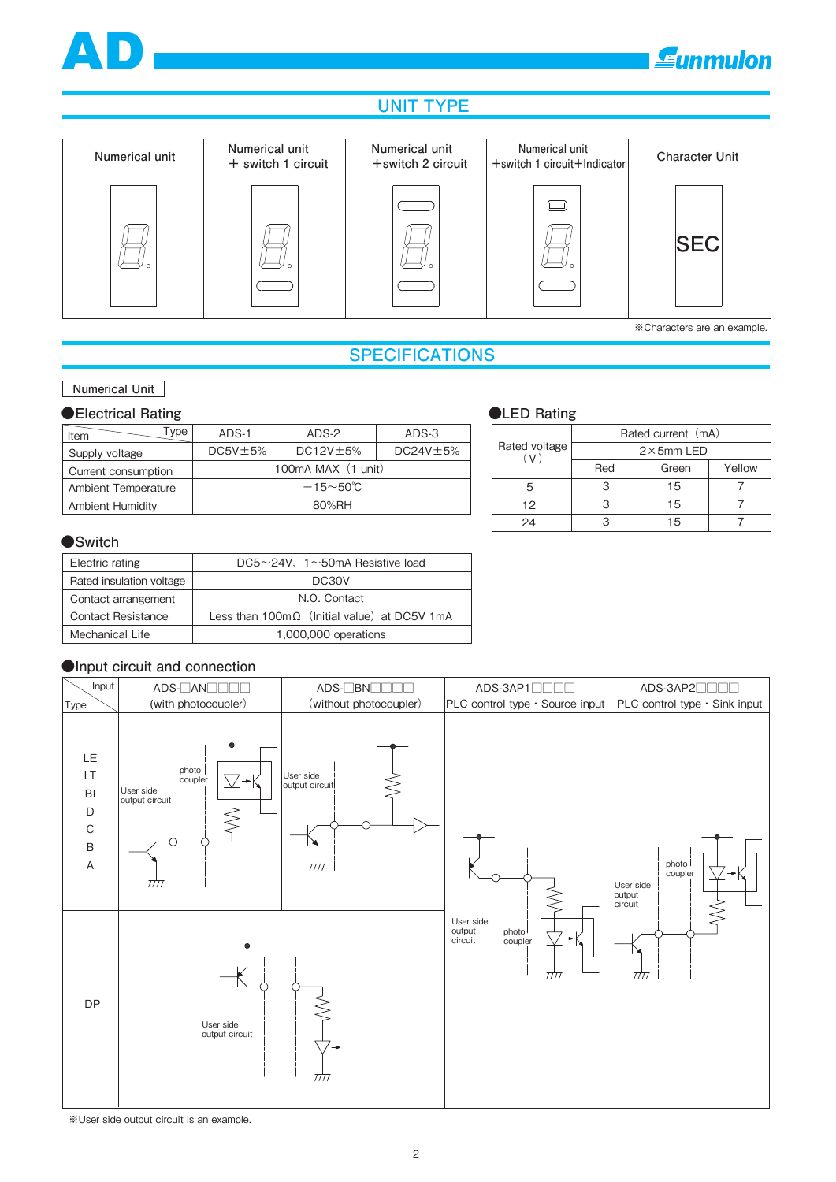# UNIT TYPE

| Numerical unit | Numerical unit + switch 1 circuit | Numerical unit +switch 2 circuit | Numerical unit +switch 1 circuit+Indicator | Character Unit |
|---|---|---|---|---|
| | | | | SEC |

※Characters are an example.

# SPECIFICATIONS

Numerical Unit

## ●Electrical Rating

| Item \ Type | ADS-1 | ADS-2 | ADS-3 |
|---|---|---|---|
| Supply voltage | DC5V±5% | DC12V±5% | DC24V±5% |
| Current consumption | 100mA MAX（1 unit） | | |
| Ambient Temperature | −15～50℃ | | |
| Ambient Humidity | 80%RH | | |

## ●LED Rating

| Rated voltage (V) | Rated current（mA） | | |
|---|---|---|---|
| | 2×5mm LED | | |
| | Red | Green | Yellow |
| 5 | 3 | 15 | 7 |
| 12 | 3 | 15 | 7 |
| 24 | 3 | 15 | 7 |

## ●Switch

| | |
|---|---|
| Electric rating | DC5～24V、1～50mA Resistive load |
| Rated insulation voltage | DC30V |
| Contact arrangement | N.O. Contact |
| Contact Resistance | Less than 100mΩ（Initial value）at DC5V 1mA |
| Mechanical Life | 1,000,000 operations |

## ●Input circuit and connection

| Type \ Input | ADS-□AN□□□□ (with photocoupler) | ADS-□BN□□□□ (without photocoupler) | ADS-3AP1□□□□ PLC control type・Source input | ADS-3AP2□□□□ PLC control type・Sink input |
|---|---|---|---|---|
| LE LT BI D C B A | User side output circuit, photo coupler | User side output circuit | User side output circuit, photo coupler | User side output circuit, photo coupler |
| DP | User side output circuit | | | |

※User side output circuit is an example.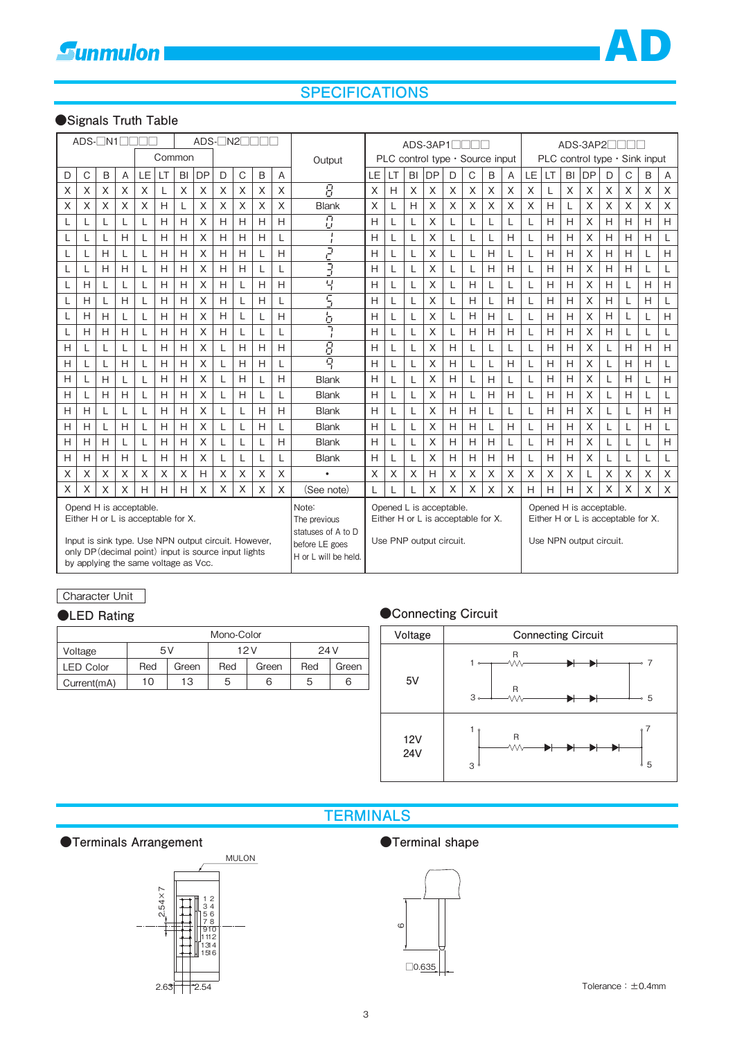## SPECIFICATIONS

### ●Signals Truth Table

| ADS-□N1□□□ | | | | | | | | ADS-□N2□□□ | | | | Output | ADS-3AP1□□□ | | | | | | | | ADS-3AP2□□□ | | | | | | | |
|---|---|---|---|---|---|---|---|---|---|---|---|---|---|---|---|---|---|---|---|---|---|---|---|---|---|---|---|---|
| | | | | Common | | | | | | | | | PLC control type・Source input | | | | | | | | PLC control type・Sink input | | | | | | | |
| D | C | B | A | LE | LT | BI | DP | D | C | B | A | | LE | LT | BI | DP | D | C | B | A | LE | LT | BI | DP | D | C | B | A |
| X | X | X | X | X | L | X | X | X | X | X | X | 8 | X | H | X | X | X | X | X | X | X | L | X | X | X | X | X | X |
| X | X | X | X | X | H | L | X | X | X | X | X | Blank | X | L | H | X | X | X | X | X | X | H | L | X | X | X | X | X |
| L | L | L | L | L | H | H | X | H | H | H | H | 0 | H | L | L | X | L | L | L | L | L | H | H | X | H | H | H | H |
| L | L | L | H | L | H | H | X | H | H | H | L | 1 | H | L | L | X | L | L | L | H | L | H | H | X | H | H | H | L |
| L | L | H | L | L | H | H | X | H | H | L | H | 2 | H | L | L | X | L | L | H | L | L | H | H | X | H | H | L | H |
| L | L | H | H | L | H | H | X | H | H | L | L | 3 | H | L | L | X | L | L | H | H | L | H | H | X | H | H | L | L |
| L | H | L | L | L | H | H | X | H | L | H | H | 4 | H | L | L | X | L | H | L | L | L | H | H | X | H | L | H | H |
| L | H | L | H | L | H | H | X | H | L | H | L | 5 | H | L | L | X | L | H | L | H | L | H | H | X | H | L | H | L |
| L | H | H | L | L | H | H | X | H | L | L | H | 6 | H | L | L | X | L | H | H | L | L | H | H | X | H | L | L | H |
| L | H | H | H | L | H | H | X | H | L | L | L | 7 | H | L | L | X | L | H | H | H | L | H | H | X | H | L | L | L |
| H | L | L | L | L | H | H | X | L | H | H | H | 8 | H | L | L | X | H | L | L | L | L | H | H | X | L | H | H | H |
| H | L | L | H | L | H | H | X | L | H | H | L | 9 | H | L | L | X | H | L | L | H | L | H | H | X | L | H | H | L |
| H | L | H | L | L | H | H | X | L | H | L | H | Blank | H | L | L | X | H | L | H | L | L | H | H | X | L | H | L | H |
| H | L | H | H | L | H | H | X | L | H | L | L | Blank | H | L | L | X | H | L | H | H | L | H | H | X | L | H | L | L |
| H | H | L | L | L | H | H | X | L | L | H | H | Blank | H | L | L | X | H | H | L | L | L | H | H | X | L | L | H | H |
| H | H | L | H | L | H | H | X | L | L | H | L | Blank | H | L | L | X | H | H | L | H | L | H | H | X | L | L | H | L |
| H | H | H | L | L | H | H | X | L | L | L | H | Blank | H | L | L | X | H | H | H | L | L | H | H | X | L | L | L | H |
| H | H | H | H | L | H | H | X | L | L | L | L | Blank | H | L | L | X | H | H | H | H | L | H | H | X | L | L | L | L |
| X | X | X | X | X | X | X | H | X | X | X | X | • | X | X | X | H | X | X | X | X | X | X | X | L | X | X | X | X |
| X | X | X | X | H | H | H | X | X | X | X | X | (See note) | L | L | L | X | X | X | X | X | H | H | H | X | X | X | X | X |

ADS-□N1□□□ / ADS-□N2□□□: Opend H is acceptable. Either H or L is acceptable for X. Input is sink type. Use NPN output circuit. However, only DP (decimal point) input is source input lights by applying the same voltage as Vcc.

Note: The previous statuses of A to D before LE goes H or L will be held.

ADS-3AP1□□□: Opened L is acceptable. Either H or L is acceptable for X. Use PNP output circuit.

ADS-3AP2□□□: Opened H is acceptable. Either H or L is acceptable for X. Use NPN output circuit.

Character Unit

### ●LED Rating

| Mono-Color | | | | | | |
|---|---|---|---|---|---|---|
| Voltage | 5V | | 12V | | 24V | |
| LED Color | Red | Green | Red | Green | Red | Green |
| Current(mA) | 10 | 13 | 5 | 6 | 5 | 6 |

### ●Connecting Circuit

| Voltage | Connecting Circuit |
|---|---|
| 5V | 1 – R – LED – LED – 7; 3 – R – LED – LED – 5 |
| 12V 24V | 1, 3 – R – LED – LED – LED – 7, 5 |

## TERMINALS

### ●Terminals Arrangement

MULON

2.54×7

1 2, 3 4, 5 6, 7 8, 9 10, 11 12, 13 14, 15 16

2.63, 2.54

### ●Terminal shape

6

□0.635

Tolerance：±0.4mm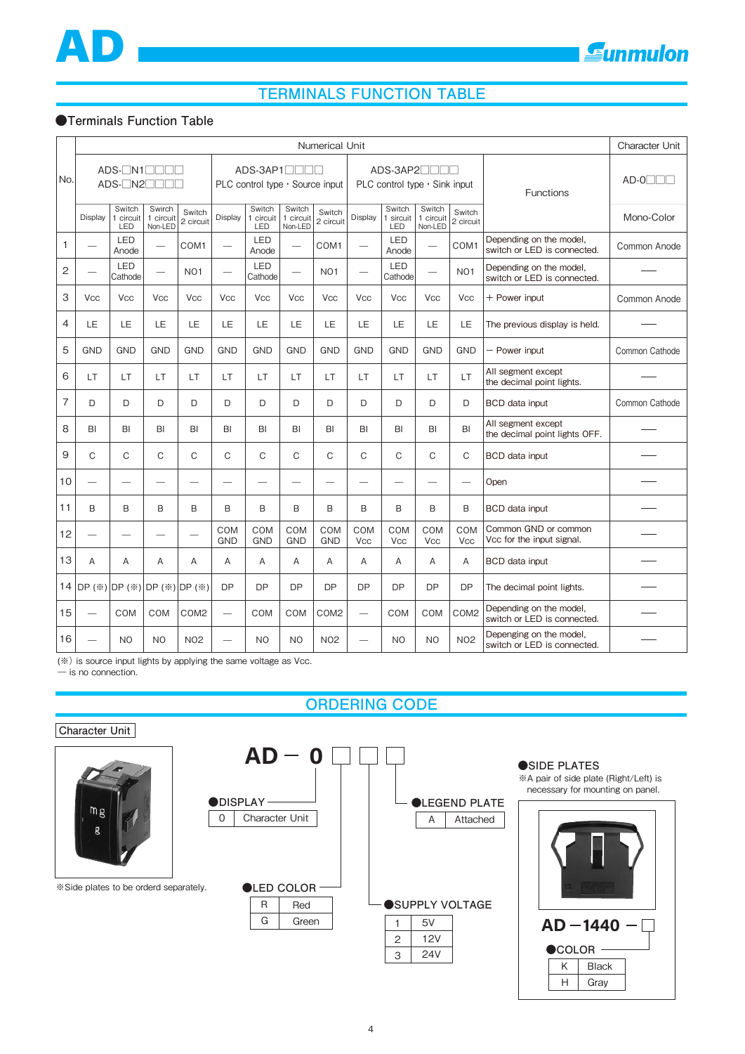## TERMINALS FUNCTION TABLE

### ●Terminals Function Table

| No. | Numerical Unit | | | | | | | | | | | | Functions | Character Unit |
|---|---|---|---|---|---|---|---|---|---|---|---|---|---|---|
| | ADS-□N1□□□□ ADS-□N2□□□□ | | | | ADS-3AP1□□□□ PLC control type・Source input | | | | ADS-3AP2□□□□ PLC control type・Sink input | | | | | AD-0□□□ |
| | Display | Switch 1 circuit LED | Swirch 1 circuit Non-LED | Switch 2 circuit | Display | Switch 1 circuit LED | Switch 1 circuit Non-LED | Switch 2 circuit | Display | Switch 1 sircuit LED | Switch 1 circuit Non-LED | Switch 2 circuit | | Mono-Color |
| 1 | — | LED Anode | — | COM1 | — | LED Anode | — | COM1 | — | LED Anode | — | COM1 | Depending on the model, switch or LED is connected. | Common Anode |
| 2 | — | LED Cathode | — | NO1 | — | LED Cathode | — | NO1 | — | LED Cathode | — | NO1 | Depending on the model, switch or LED is connected. | — |
| 3 | Vcc | Vcc | Vcc | Vcc | Vcc | Vcc | Vcc | Vcc | Vcc | Vcc | Vcc | Vcc | + Power input | Common Anode |
| 4 | LE | LE | LE | LE | LE | LE | LE | LE | LE | LE | LE | LE | The previous display is held. | — |
| 5 | GND | GND | GND | GND | GND | GND | GND | GND | GND | GND | GND | GND | — Power input | Common Cathode |
| 6 | LT | LT | LT | LT | LT | LT | LT | LT | LT | LT | LT | LT | All segment except the decimal point lights. | — |
| 7 | D | D | D | D | D | D | D | D | D | D | D | D | BCD data input | Common Cathode |
| 8 | BI | BI | BI | BI | BI | BI | BI | BI | BI | BI | BI | BI | All segment except the decimal point lights OFF. | — |
| 9 | C | C | C | C | C | C | C | C | C | C | C | C | BCD data input | — |
| 10 | — | — | — | — | — | — | — | — | — | — | — | — | Open | — |
| 11 | B | B | B | B | B | B | B | B | B | B | B | B | BCD data input | — |
| 12 | — | — | — | — | COM GND | COM GND | COM GND | COM GND | COM Vcc | COM Vcc | COM Vcc | COM Vcc | Common GND or common Vcc for the input signal. | — |
| 13 | A | A | A | A | A | A | A | A | A | A | A | A | BCD data input | — |
| 14 | DP (※) | DP (※) | DP (※) | DP (※) | DP | DP | DP | DP | DP | DP | DP | DP | The decimal point lights. | — |
| 15 | — | COM | COM | COM2 | — | COM | COM | COM2 | — | COM | COM | COM2 | Depending on the model, switch or LED is connected. | — |
| 16 | — | NO | NO | NO2 | — | NO | NO | NO2 | — | NO | NO | NO2 | Depenging on the model, switch or LED is connected. | — |

(※) is source input lights by applying the same voltage as Vcc.
— is no connection.

## ORDERING CODE

Character Unit

※Side plates to be orderd separately.

**AD − 0 □ □ □**

●DISPLAY

| 0 | Character Unit |
|---|---|

●LED COLOR

| R | Red |
|---|---|
| G | Green |

●SUPPLY VOLTAGE

| 1 | 5V |
|---|---|
| 2 | 12V |
| 3 | 24V |

●LEGEND PLATE

| A | Attached |
|---|---|

●SIDE PLATES

※A pair of side plate (Right/Left) is necessary for mounting on panel.

**AD −1440 − □**

●COLOR

| K | Black |
|---|---|
| H | Gray |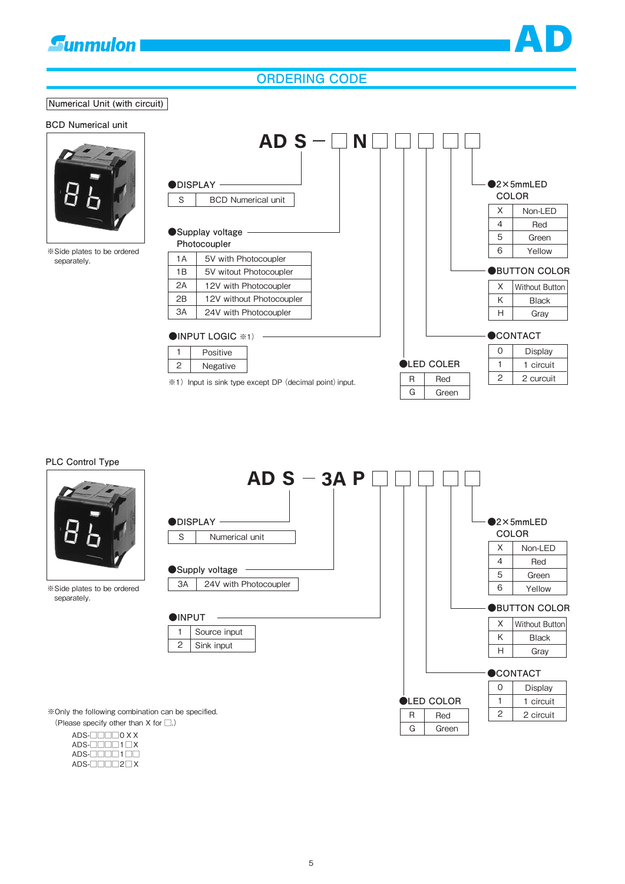# ORDERING CODE

Numerical Unit (with circuit)

## BCD Numerical unit

※Side plates to be ordered separately.

**AD S − □ N □ □ □ □ □**

●DISPLAY

| | |
|---|---|
| S | BCD Numerical unit |

●Supply voltage Photocoupler

| | |
|---|---|
| 1A | 5V with Photocoupler |
| 1B | 5V witout Photocoupler |
| 2A | 12V with Photocoupler |
| 2B | 12V without Photocoupler |
| 3A | 24V with Photocoupler |

●INPUT LOGIC ※1)

| | |
|---|---|
| 1 | Positive |
| 2 | Negative |

※1) Input is sink type except DP (decimal point) input.

●LED COLER

| | |
|---|---|
| R | Red |
| G | Green |

●CONTACT

| | |
|---|---|
| 0 | Display |
| 1 | 1 circuit |
| 2 | 2 curcuit |

●BUTTON COLOR

| | |
|---|---|
| X | Without Button |
| K | Black |
| H | Gray |

●2×5mmLED COLOR

| | |
|---|---|
| X | Non-LED |
| 4 | Red |
| 5 | Green |
| 6 | Yellow |

## PLC Control Type

※Side plates to be ordered separately.

**AD S − 3A P □ □ □ □ □**

●DISPLAY

| | |
|---|---|
| S | Numerical unit |

●Supply voltage

| | |
|---|---|
| 3A | 24V with Photocoupler |

●INPUT

| | |
|---|---|
| 1 | Source input |
| 2 | Sink input |

●LED COLOR

| | |
|---|---|
| R | Red |
| G | Green |

●CONTACT

| | |
|---|---|
| 0 | Display |
| 1 | 1 circuit |
| 2 | 2 circuit |

●BUTTON COLOR

| | |
|---|---|
| X | Without Button |
| K | Black |
| H | Gray |

●2×5mmLED COLOR

| | |
|---|---|
| X | Non-LED |
| 4 | Red |
| 5 | Green |
| 6 | Yellow |

※Only the following combination can be specified. (Please specify other than X for □.)

ADS-□□□□0 X X
ADS-□□□□1 □X
ADS-□□□□1 □□
ADS-□□□□2 □X